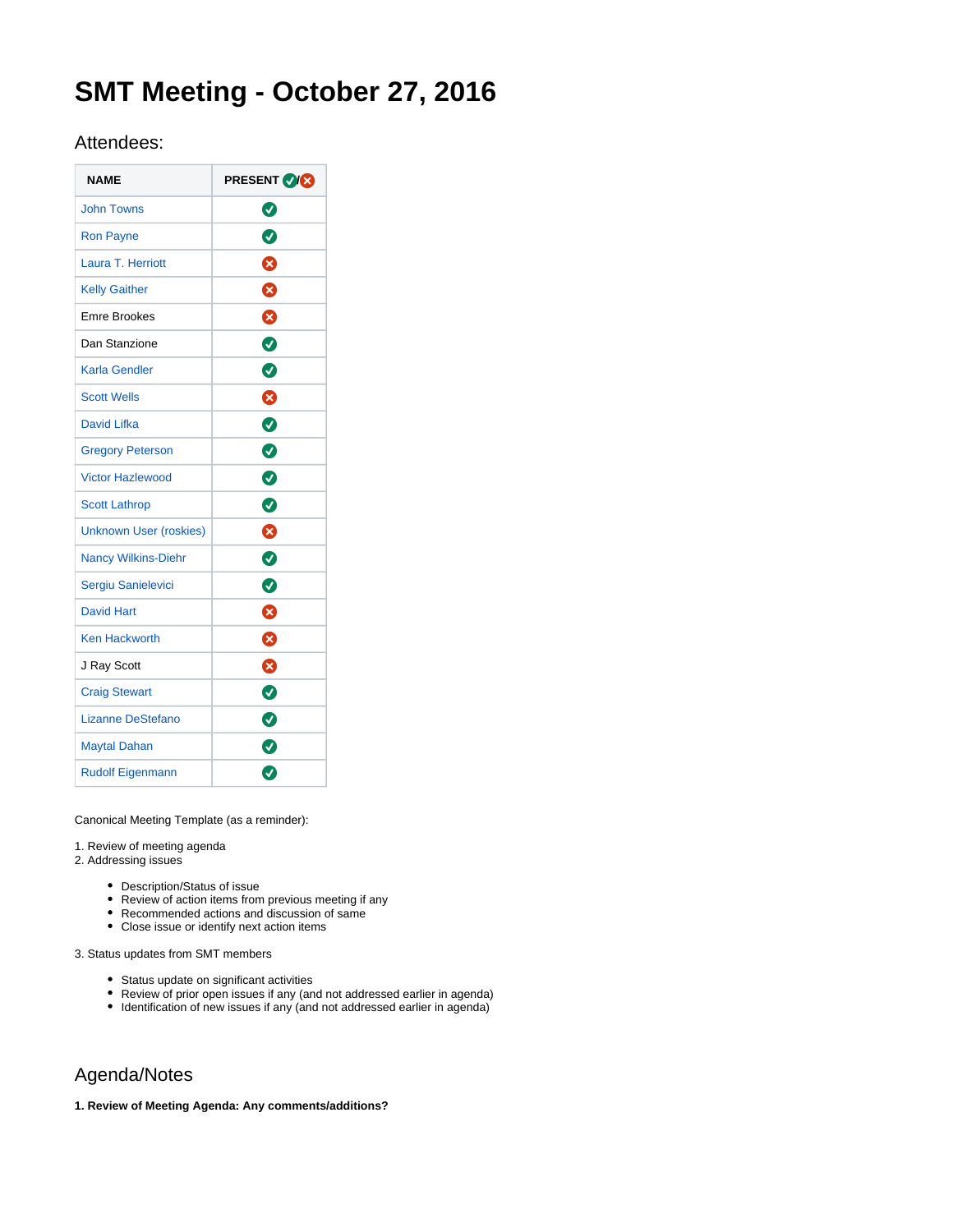# SMT Meeting - October 27, 2016

## Attendees:

| NAME | PRESENT ✅/❌ |
|---|---|
| John Towns | ✅ |
| Ron Payne | ✅ |
| Laura T. Herriott | ❌ |
| Kelly Gaither | ❌ |
| Emre Brookes | ❌ |
| Dan Stanzione | ✅ |
| Karla Gendler | ✅ |
| Scott Wells | ❌ |
| David Lifka | ✅ |
| Gregory Peterson | ✅ |
| Victor Hazlewood | ✅ |
| Scott Lathrop | ✅ |
| Unknown User (roskies) | ❌ |
| Nancy Wilkins-Diehr | ✅ |
| Sergiu Sanielevici | ✅ |
| David Hart | ❌ |
| Ken Hackworth | ❌ |
| J Ray Scott | ❌ |
| Craig Stewart | ✅ |
| Lizanne DeStefano | ✅ |
| Maytal Dahan | ✅ |
| Rudolf Eigenmann | ✅ |

Canonical Meeting Template (as a reminder):

1. Review of meeting agenda
2. Addressing issues
    - Description/Status of issue
    - Review of action items from previous meeting if any
    - Recommended actions and discussion of same
    - Close issue or identify next action items
3. Status updates from SMT members
    - Status update on significant activities
    - Review of prior open issues if any (and not addressed earlier in agenda)
    - Identification of new issues if any (and not addressed earlier in agenda)

## Agenda/Notes

**1. Review of Meeting Agenda: Any comments/additions?**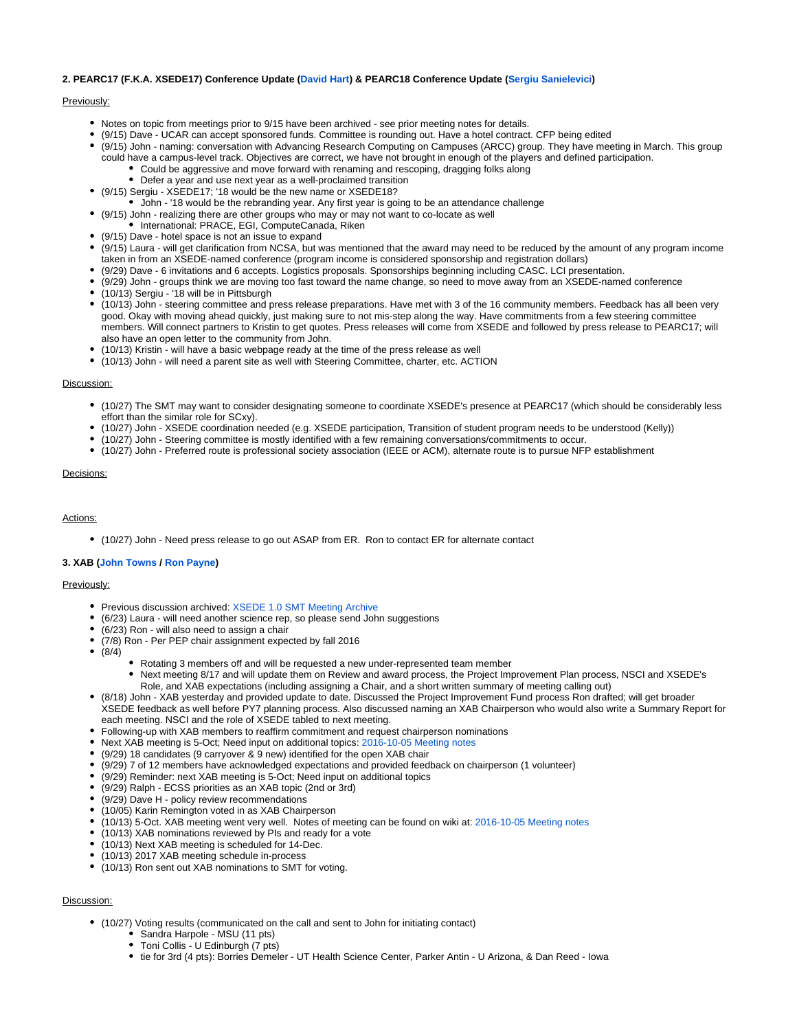**2. PEARC17 (F.K.A. XSEDE17) Conference Update (David Hart) & PEARC18 Conference Update (Sergiu Sanielevici)**

Previously:

- Notes on topic from meetings prior to 9/15 have been archived - see prior meeting notes for details.
- (9/15) Dave - UCAR can accept sponsored funds. Committee is rounding out. Have a hotel contract. CFP being edited
- (9/15) John - naming: conversation with Advancing Research Computing on Campuses (ARCC) group. They have meeting in March. This group could have a campus-level track. Objectives are correct, we have not brought in enough of the players and defined participation.
    - Could be aggressive and move forward with renaming and rescoping, dragging folks along
    - Defer a year and use next year as a well-proclaimed transition
- (9/15) Sergiu - XSEDE17; '18 would be the new name or XSEDE18?
    - John - '18 would be the rebranding year. Any first year is going to be an attendance challenge
- (9/15) John - realizing there are other groups who may or may not want to co-locate as well
    - International: PRACE, EGI, ComputeCanada, Riken
- (9/15) Dave - hotel space is not an issue to expand
- (9/15) Laura - will get clarification from NCSA, but was mentioned that the award may need to be reduced by the amount of any program income taken in from an XSEDE-named conference (program income is considered sponsorship and registration dollars)
- (9/29) Dave - 6 invitations and 6 accepts. Logistics proposals. Sponsorships beginning including CASC. LCI presentation.
- (9/29) John - groups think we are moving too fast toward the name change, so need to move away from an XSEDE-named conference
- (10/13) Sergiu - '18 will be in Pittsburgh
- (10/13) John - steering committee and press release preparations. Have met with 3 of the 16 community members. Feedback has all been very good. Okay with moving ahead quickly, just making sure to not mis-step along the way. Have commitments from a few steering committee members. Will connect partners to Kristin to get quotes. Press releases will come from XSEDE and followed by press release to PEARC17; will also have an open letter to the community from John.
- (10/13) Kristin - will have a basic webpage ready at the time of the press release as well
- (10/13) John - will need a parent site as well with Steering Committee, charter, etc. ACTION

Discussion:

- (10/27) The SMT may want to consider designating someone to coordinate XSEDE's presence at PEARC17 (which should be considerably less effort than the similar role for SCxy).
- (10/27) John - XSEDE coordination needed (e.g. XSEDE participation, Transition of student program needs to be understood (Kelly))
- (10/27) John - Steering committee is mostly identified with a few remaining conversations/commitments to occur.
- (10/27) John - Preferred route is professional society association (IEEE or ACM), alternate route is to pursue NFP establishment

Decisions:

Actions:

- (10/27) John - Need press release to go out ASAP from ER.  Ron to contact ER for alternate contact

**3. XAB (John Towns / Ron Payne)**

Previously:

- Previous discussion archived: XSEDE 1.0 SMT Meeting Archive
- (6/23) Laura - will need another science rep, so please send John suggestions
- (6/23) Ron - will also need to assign a chair
- (7/8) Ron - Per PEP chair assignment expected by fall 2016
- (8/4)
    - Rotating 3 members off and will be requested a new under-represented team member
    - Next meeting 8/17 and will update them on Review and award process, the Project Improvement Plan process, NSCI and XSEDE's Role, and XAB expectations (including assigning a Chair, and a short written summary of meeting calling out)
- (8/18) John - XAB yesterday and provided update to date. Discussed the Project Improvement Fund process Ron drafted; will get broader XSEDE feedback as well before PY7 planning process. Also discussed naming an XAB Chairperson who would also write a Summary Report for each meeting. NSCI and the role of XSEDE tabled to next meeting.
- Following-up with XAB members to reaffirm commitment and request chairperson nominations
- Next XAB meeting is 5-Oct; Need input on additional topics: 2016-10-05 Meeting notes
- (9/29) 18 candidates (9 carryover & 9 new) identified for the open XAB chair
- (9/29) 7 of 12 members have acknowledged expectations and provided feedback on chairperson (1 volunteer)
- (9/29) Reminder: next XAB meeting is 5-Oct; Need input on additional topics
- (9/29) Ralph - ECSS priorities as an XAB topic (2nd or 3rd)
- (9/29) Dave H - policy review recommendations
- (10/05) Karin Remington voted in as XAB Chairperson
- (10/13) 5-Oct. XAB meeting went very well.  Notes of meeting can be found on wiki at: 2016-10-05 Meeting notes
- (10/13) XAB nominations reviewed by PIs and ready for a vote
- (10/13) Next XAB meeting is scheduled for 14-Dec.
- (10/13) 2017 XAB meeting schedule in-process
- (10/13) Ron sent out XAB nominations to SMT for voting.

Discussion:

- (10/27) Voting results (communicated on the call and sent to John for initiating contact)
    - Sandra Harpole - MSU (11 pts)
    - Toni Collis - U Edinburgh (7 pts)
    - tie for 3rd (4 pts): Borries Demeler - UT Health Science Center, Parker Antin - U Arizona, & Dan Reed - Iowa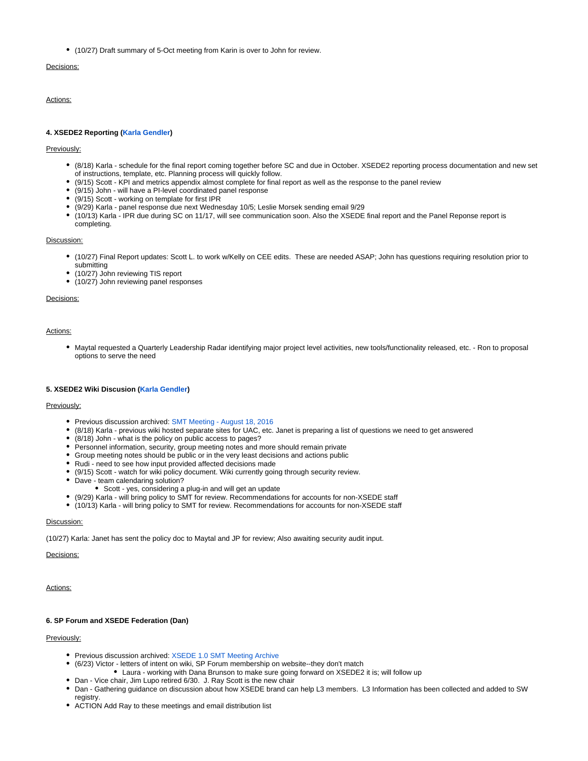- (10/27) Draft summary of 5-Oct meeting from Karin is over to John for review.

Decisions:

Actions:

**4. XSEDE2 Reporting (Karla Gendler)**

Previously:

- (8/18) Karla - schedule for the final report coming together before SC and due in October. XSEDE2 reporting process documentation and new set of instructions, template, etc. Planning process will quickly follow.
- (9/15) Scott - KPI and metrics appendix almost complete for final report as well as the response to the panel review
- (9/15) John - will have a PI-level coordinated panel response
- (9/15) Scott - working on template for first IPR
- (9/29) Karla - panel response due next Wednesday 10/5; Leslie Morsek sending email 9/29
- (10/13) Karla - IPR due during SC on 11/17, will see communication soon. Also the XSEDE final report and the Panel Reponse report is completing.

Discussion:

- (10/27) Final Report updates: Scott L. to work w/Kelly on CEE edits. These are needed ASAP; John has questions requiring resolution prior to submitting
- (10/27) John reviewing TIS report
- (10/27) John reviewing panel responses

Decisions:

Actions:

- Maytal requested a Quarterly Leadership Radar identifying major project level activities, new tools/functionality released, etc. - Ron to proposal options to serve the need

**5. XSEDE2 Wiki Discusion (Karla Gendler)**

Previously:

- Previous discussion archived: SMT Meeting - August 18, 2016
- (8/18) Karla - previous wiki hosted separate sites for UAC, etc. Janet is preparing a list of questions we need to get answered
- (8/18) John - what is the policy on public access to pages?
- Personnel information, security, group meeting notes and more should remain private
- Group meeting notes should be public or in the very least decisions and actions public
- Rudi - need to see how input provided affected decisions made
- (9/15) Scott - watch for wiki policy document. Wiki currently going through security review.
- Dave - team calendaring solution?
  - Scott - yes, considering a plug-in and will get an update
- (9/29) Karla - will bring policy to SMT for review. Recommendations for accounts for non-XSEDE staff
- (10/13) Karla - will bring policy to SMT for review. Recommendations for accounts for non-XSEDE staff

Discussion:

(10/27) Karla: Janet has sent the policy doc to Maytal and JP for review; Also awaiting security audit input.

Decisions:

Actions:

**6. SP Forum and XSEDE Federation (Dan)**

Previously:

- Previous discussion archived: XSEDE 1.0 SMT Meeting Archive
- (6/23) Victor - letters of intent on wiki, SP Forum membership on website--they don't match
  - Laura - working with Dana Brunson to make sure going forward on XSEDE2 it is; will follow up
- Dan - Vice chair, Jim Lupo retired 6/30. J. Ray Scott is the new chair
- Dan - Gathering guidance on discussion about how XSEDE brand can help L3 members. L3 Information has been collected and added to SW registry.
- ACTION Add Ray to these meetings and email distribution list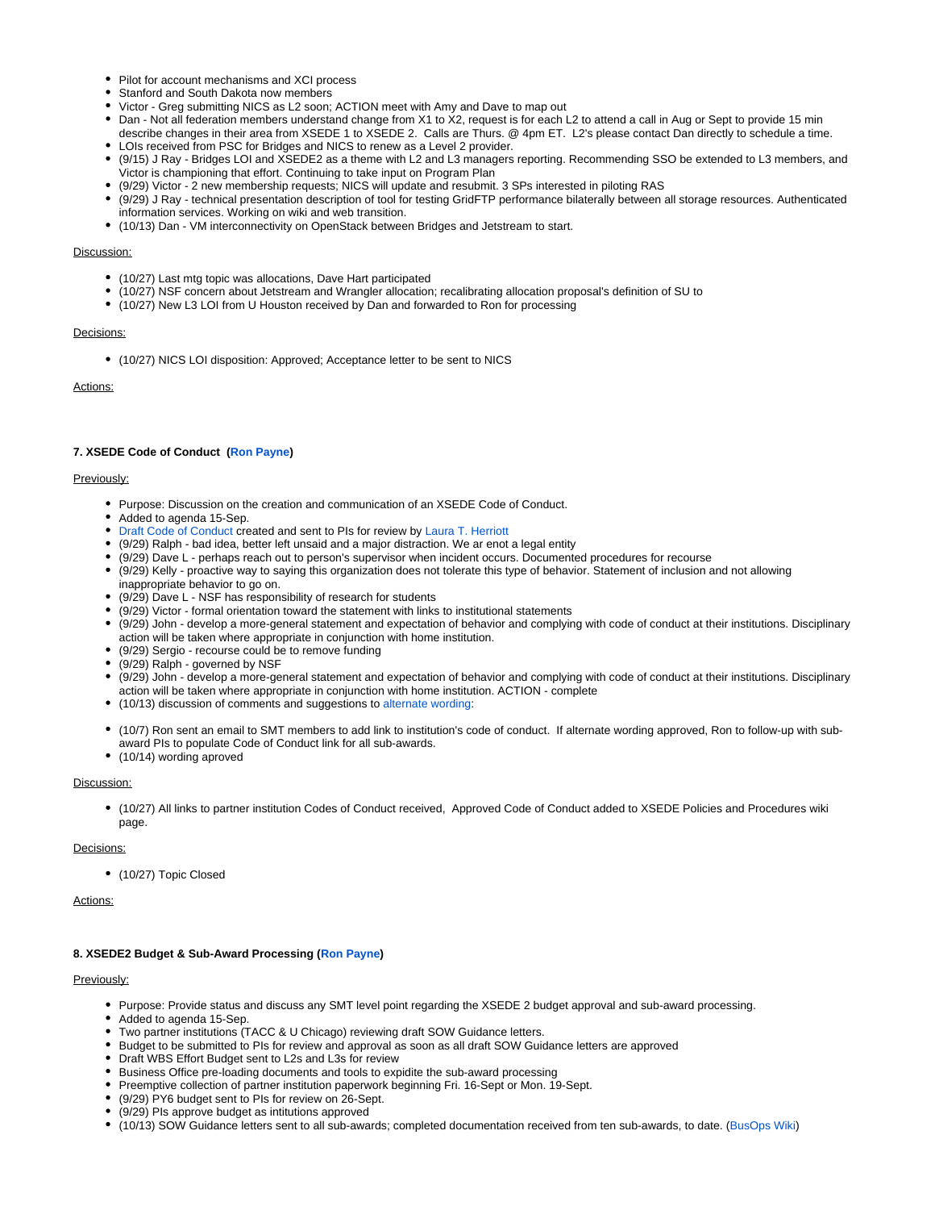- Pilot for account mechanisms and XCI process
- Stanford and South Dakota now members
- Victor - Greg submitting NICS as L2 soon; ACTION meet with Amy and Dave to map out
- Dan - Not all federation members understand change from X1 to X2, request is for each L2 to attend a call in Aug or Sept to provide 15 min describe changes in their area from XSEDE 1 to XSEDE 2. Calls are Thurs. @ 4pm ET. L2's please contact Dan directly to schedule a time.
- LOIs received from PSC for Bridges and NICS to renew as a Level 2 provider.
- (9/15) J Ray - Bridges LOI and XSEDE2 as a theme with L2 and L3 managers reporting. Recommending SSO be extended to L3 members, and Victor is championing that effort. Continuing to take input on Program Plan
- (9/29) Victor - 2 new membership requests; NICS will update and resubmit. 3 SPs interested in piloting RAS
- (9/29) J Ray - technical presentation description of tool for testing GridFTP performance bilaterally between all storage resources. Authenticated information services. Working on wiki and web transition.
- (10/13) Dan - VM interconnectivity on OpenStack between Bridges and Jetstream to start.

Discussion:

- (10/27) Last mtg topic was allocations, Dave Hart participated
- (10/27) NSF concern about Jetstream and Wrangler allocation; recalibrating allocation proposal's definition of SU to
- (10/27) New L3 LOI from U Houston received by Dan and forwarded to Ron for processing

Decisions:

- (10/27) NICS LOI disposition: Approved; Acceptance letter to be sent to NICS

Actions:

**7. XSEDE Code of Conduct (Ron Payne)**

Previously:

- Purpose: Discussion on the creation and communication of an XSEDE Code of Conduct.
- Added to agenda 15-Sep.
- Draft Code of Conduct created and sent to PIs for review by Laura T. Herriott
- (9/29) Ralph - bad idea, better left unsaid and a major distraction. We ar enot a legal entity
- (9/29) Dave L - perhaps reach out to person's supervisor when incident occurs. Documented procedures for recourse
- (9/29) Kelly - proactive way to saying this organization does not tolerate this type of behavior. Statement of inclusion and not allowing inappropriate behavior to go on.
- (9/29) Dave L - NSF has responsibility of research for students
- (9/29) Victor - formal orientation toward the statement with links to institutional statements
- (9/29) John - develop a more-general statement and expectation of behavior and complying with code of conduct at their institutions. Disciplinary action will be taken where appropriate in conjunction with home institution.
- (9/29) Sergio - recourse could be to remove funding
- (9/29) Ralph - governed by NSF
- (9/29) John - develop a more-general statement and expectation of behavior and complying with code of conduct at their institutions. Disciplinary action will be taken where appropriate in conjunction with home institution. ACTION - complete
- (10/13) discussion of comments and suggestions to alternate wording:

- (10/7) Ron sent an email to SMT members to add link to institution's code of conduct. If alternate wording approved, Ron to follow-up with sub-award PIs to populate Code of Conduct link for all sub-awards.
- (10/14) wording aproved

Discussion:

- (10/27) All links to partner institution Codes of Conduct received, Approved Code of Conduct added to XSEDE Policies and Procedures wiki page.

Decisions:

- (10/27) Topic Closed

Actions:

**8. XSEDE2 Budget & Sub-Award Processing (Ron Payne)**

Previously:

- Purpose: Provide status and discuss any SMT level point regarding the XSEDE 2 budget approval and sub-award processing.
- Added to agenda 15-Sep.
- Two partner institutions (TACC & U Chicago) reviewing draft SOW Guidance letters.
- Budget to be submitted to PIs for review and approval as soon as all draft SOW Guidance letters are approved
- Draft WBS Effort Budget sent to L2s and L3s for review
- Business Office pre-loading documents and tools to expidite the sub-award processing
- Preemptive collection of partner institution paperwork beginning Fri. 16-Sept or Mon. 19-Sept.
- (9/29) PY6 budget sent to PIs for review on 26-Sept.
- (9/29) PIs approve budget as intitutions approved
- (10/13) SOW Guidance letters sent to all sub-awards; completed documentation received from ten sub-awards, to date. (BusOps Wiki)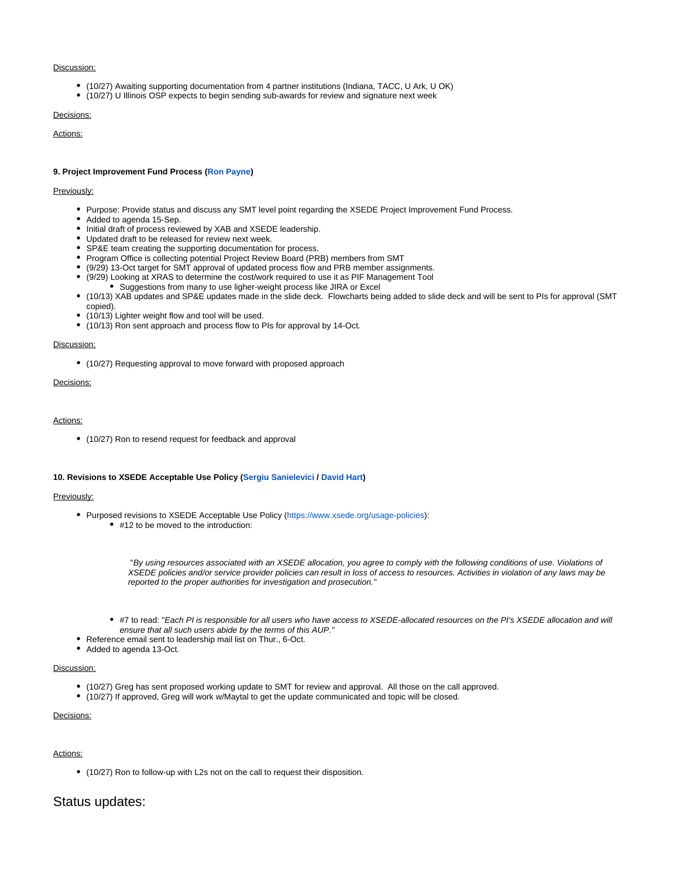Discussion:

- (10/27) Awaiting supporting documentation from 4 partner institutions (Indiana, TACC, U Ark, U OK)
- (10/27) U Illinois OSP expects to begin sending sub-awards for review and signature next week

Decisions:

Actions:

**9. Project Improvement Fund Process (Ron Payne)**

Previously:

- Purpose: Provide status and discuss any SMT level point regarding the XSEDE Project Improvement Fund Process.
- Added to agenda 15-Sep.
- Initial draft of process reviewed by XAB and XSEDE leadership.
- Updated draft to be released for review next week.
- SP&E team creating the supporting documentation for process.
- Program Office is collecting potential Project Review Board (PRB) members from SMT
- (9/29) 13-Oct target for SMT approval of updated process flow and PRB member assignments.
- (9/29) Looking at XRAS to determine the cost/work required to use it as PIF Management Tool
    - Suggestions from many to use ligher-weight process like JIRA or Excel
- (10/13) XAB updates and SP&E updates made in the slide deck. Flowcharts being added to slide deck and will be sent to PIs for approval (SMT copied).
- (10/13) Lighter weight flow and tool will be used.
- (10/13) Ron sent approach and process flow to PIs for approval by 14-Oct.

Discussion:

- (10/27) Requesting approval to move forward with proposed approach

Decisions:

Actions:

- (10/27) Ron to resend request for feedback and approval

**10. Revisions to XSEDE Acceptable Use Policy (Sergiu Sanielevici / David Hart)**

Previously:

- Purposed revisions to XSEDE Acceptable Use Policy (https://www.xsede.org/usage-policies):
    - #12 to be moved to the introduction:

      *"By using resources associated with an XSEDE allocation, you agree to comply with the following conditions of use. Violations of XSEDE policies and/or service provider policies can result in loss of access to resources. Activities in violation of any laws may be reported to the proper authorities for investigation and prosecution."*

    - #7 to read: "*Each PI is responsible for all users who have access to XSEDE-allocated resources on the PI's XSEDE allocation and will ensure that all such users abide by the terms of this AUP."*
- Reference email sent to leadership mail list on Thur., 6-Oct.
- Added to agenda 13-Oct.

Discussion:

- (10/27) Greg has sent proposed working update to SMT for review and approval. All those on the call approved.
- (10/27) If approved, Greg will work w/Maytal to get the update communicated and topic will be closed.

Decisions:

Actions:

- (10/27) Ron to follow-up with L2s not on the call to request their disposition.

## Status updates: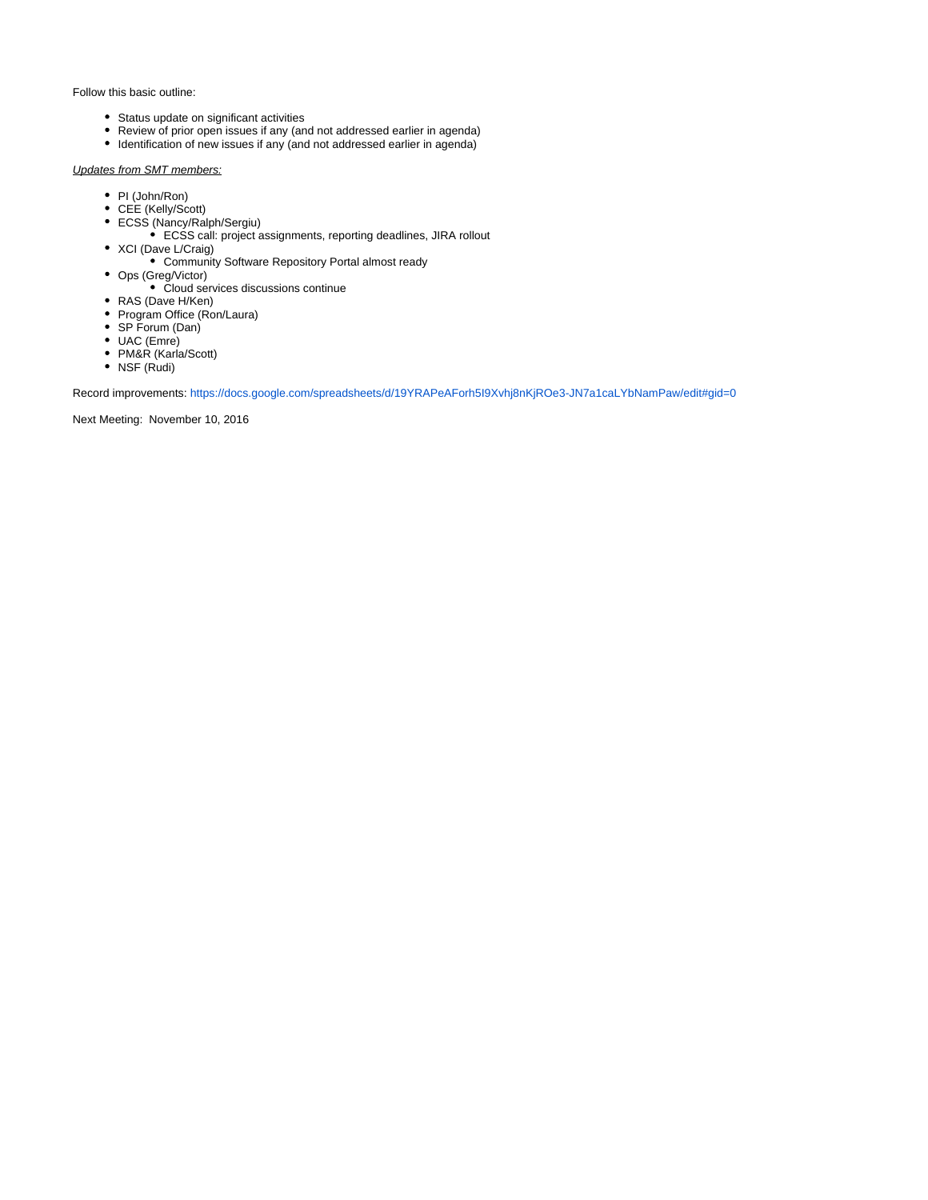Follow this basic outline:

- Status update on significant activities
- Review of prior open issues if any (and not addressed earlier in agenda)
- Identification of new issues if any (and not addressed earlier in agenda)

*Updates from SMT members:*

- PI (John/Ron)
- CEE (Kelly/Scott)
- ECSS (Nancy/Ralph/Sergiu)
  - ECSS call: project assignments, reporting deadlines, JIRA rollout
- XCI (Dave L/Craig)
  - Community Software Repository Portal almost ready
- Ops (Greg/Victor)
  - Cloud services discussions continue
- RAS (Dave H/Ken)
- Program Office (Ron/Laura)
- SP Forum (Dan)
- UAC (Emre)
- PM&R (Karla/Scott)
- NSF (Rudi)

Record improvements: https://docs.google.com/spreadsheets/d/19YRAPeAForh5I9Xvhj8nKjROe3-JN7a1caLYbNamPaw/edit#gid=0

Next Meeting: November 10, 2016